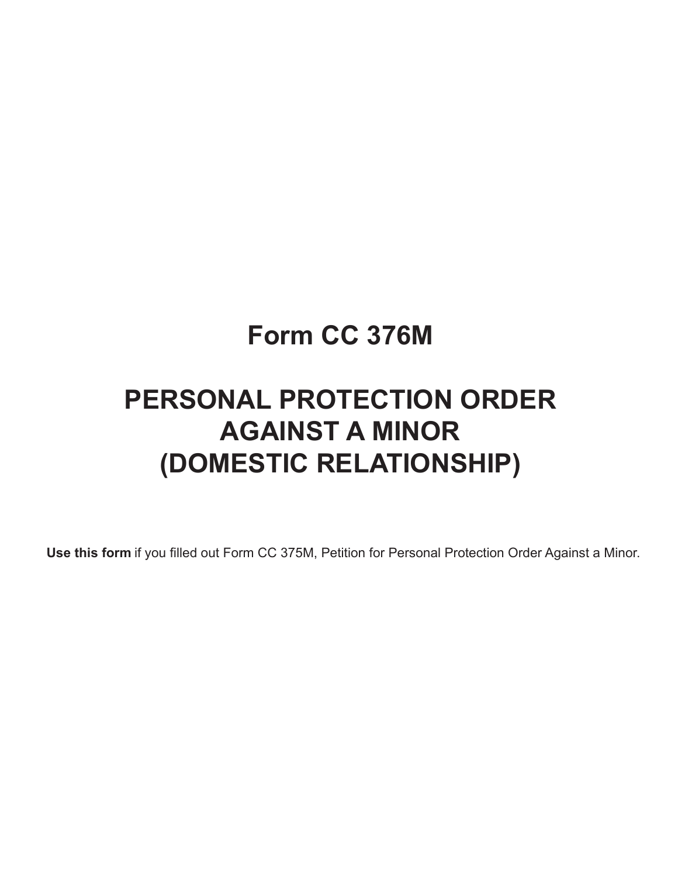# Form CC 376M

# PERSONAL PROTECTION ORDER AGAINST A MINOR (DOMESTIC RELATIONSHIP)

**Use this form** if you filled out Form CC 375M, Petition for Personal Protection Order Against a Minor.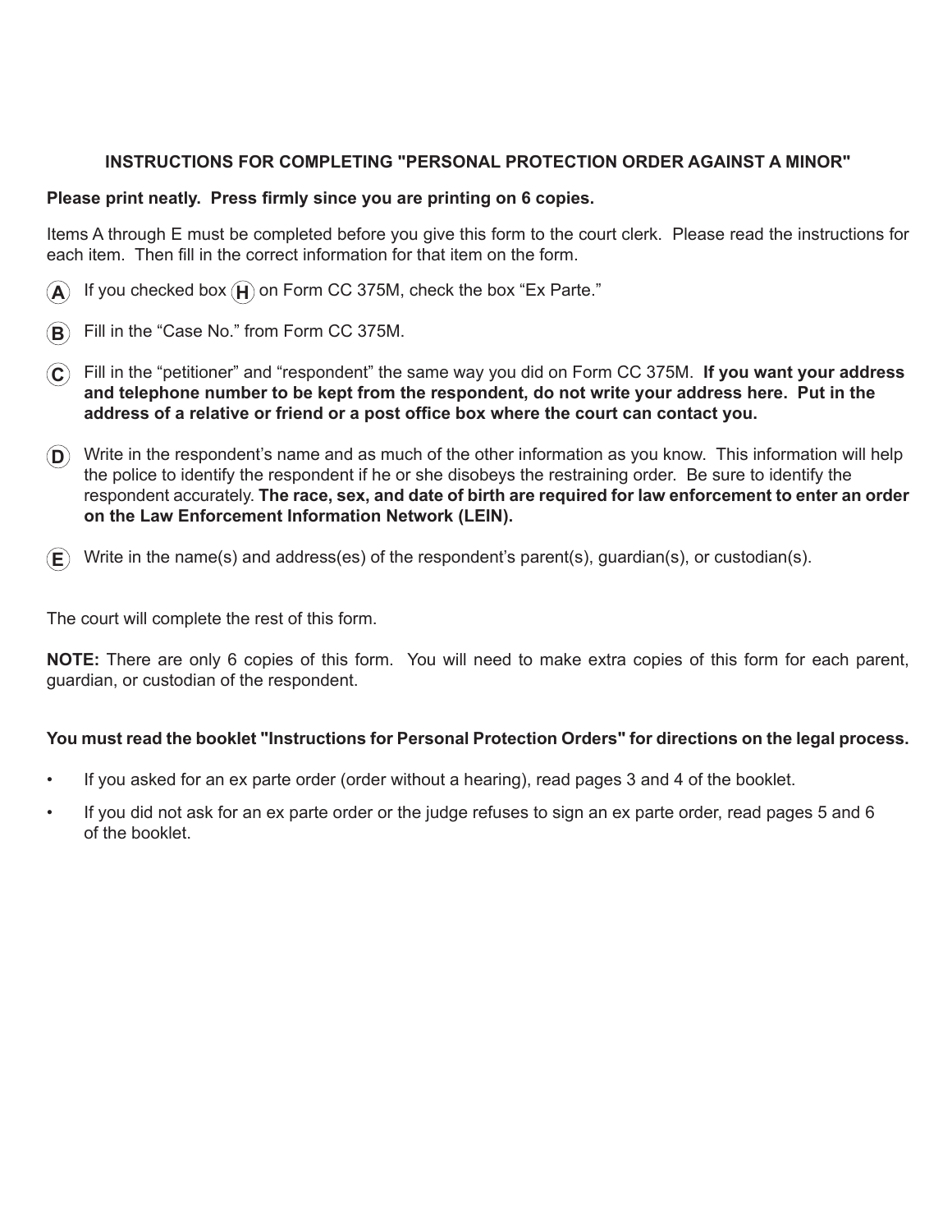## INSTRUCTIONS FOR COMPLETING "PERSONAL PROTECTION ORDER AGAINST A MINOR"

**Please print neatly. Press firmly since you are printing on 6 copies.**

Items A through E must be completed before you give this form to the court clerk. Please read the instructions for each item. Then fill in the correct information for that item on the form.

**(A)** If you checked box **(H)** on Form CC 375M, check the box "Ex Parte."

**(B)** Fill in the "Case No." from Form CC 375M.

**(C)** Fill in the "petitioner" and "respondent" the same way you did on Form CC 375M. **If you want your address and telephone number to be kept from the respondent, do not write your address here. Put in the address of a relative or friend or a post office box where the court can contact you.**

**(D)** Write in the respondent's name and as much of the other information as you know. This information will help the police to identify the respondent if he or she disobeys the restraining order. Be sure to identify the respondent accurately. **The race, sex, and date of birth are required for law enforcement to enter an order on the Law Enforcement Information Network (LEIN).**

**(E)** Write in the name(s) and address(es) of the respondent's parent(s), guardian(s), or custodian(s).

The court will complete the rest of this form.

**NOTE:** There are only 6 copies of this form. You will need to make extra copies of this form for each parent, guardian, or custodian of the respondent.

**You must read the booklet "Instructions for Personal Protection Orders" for directions on the legal process.**

- If you asked for an ex parte order (order without a hearing), read pages 3 and 4 of the booklet.
- If you did not ask for an ex parte order or the judge refuses to sign an ex parte order, read pages 5 and 6 of the booklet.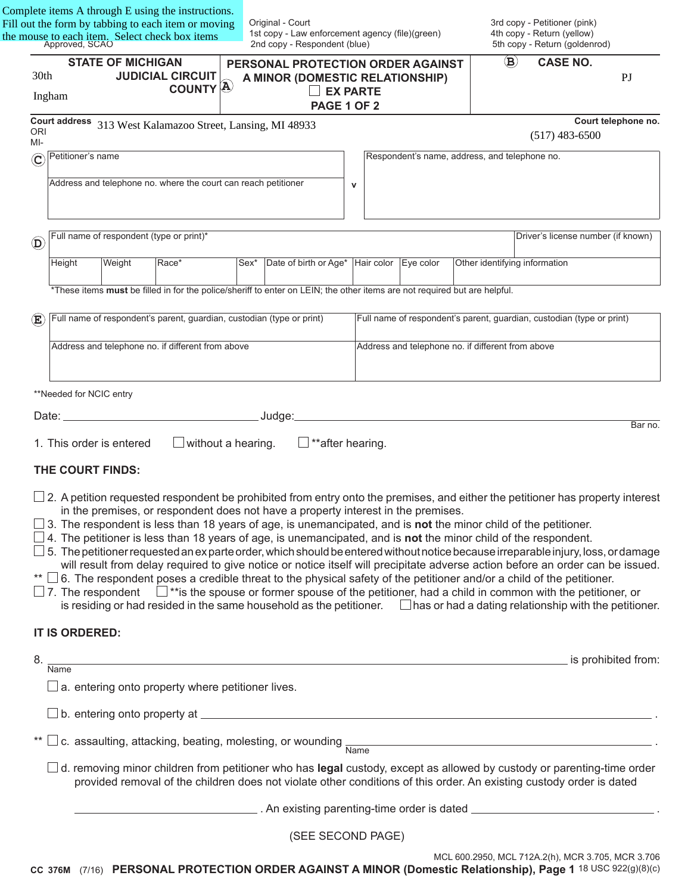Complete items A through E using the instructions. Fill out the form by tabbing to each item or moving the mouse to each item. Select check box items

Approved, SCAO

Original - Court
1st copy - Law enforcement agency (file)(green)
2nd copy - Respondent (blue)

3rd copy - Petitioner (pink)
4th copy - Return (yellow)
5th copy - Return (goldenrod)

| STATE OF MICHIGAN | | |
|---|---|---|
| 30th JUDICIAL CIRCUIT | **PERSONAL PROTECTION ORDER AGAINST A MINOR (DOMESTIC RELATIONSHIP)** | (B) **CASE NO.** |
| Ingham COUNTY (A) | ☐ **EX PARTE** | PJ |
| | **PAGE 1 OF 2** | |

**Court address** 313 West Kalamazoo Street, Lansing, MI 48933 — **Court telephone no.** (517) 483-6500

ORI
MI-

(C)

| Petitioner's name | v | Respondent's name, address, and telephone no. |
|---|---|---|
| Address and telephone no. where the court can reach petitioner | | |

(D)

| Full name of respondent (type or print)* | | | | | | | Driver's license number (if known) |
|---|---|---|---|---|---|---|---|
| Height | Weight | Race* | Sex* | Date of birth or Age* | Hair color | Eye color | Other identifying information |

*These items **must** be filled in for the police/sheriff to enter on LEIN; the other items are not required but are helpful.

(E)

| Full name of respondent's parent, guardian, custodian (type or print) | Full name of respondent's parent, guardian, custodian (type or print) |
|---|---|
| Address and telephone no. if different from above | Address and telephone no. if different from above |

**Needed for NCIC entry

Date: ______________________ Judge: ________________________________________ Bar no.

1. This order is entered ☐ without a hearing. ☐ **after hearing.

**THE COURT FINDS:**

☐ 2. A petition requested respondent be prohibited from entry onto the premises, and either the petitioner has property interest in the premises, or respondent does not have a property interest in the premises.

☐ 3. The respondent is less than 18 years of age, is unemancipated, and is **not** the minor child of the petitioner.

☐ 4. The petitioner is less than 18 years of age, is unemancipated, and is **not** the minor child of the respondent.

☐ 5. The petitioner requested an ex parte order, which should be entered without notice because irreparable injury, loss, or damage will result from delay required to give notice or notice itself will precipitate adverse action before an order can be issued.

** ☐ 6. The respondent poses a credible threat to the physical safety of the petitioner and/or a child of the petitioner.

☐ 7. The respondent ☐ **is the spouse or former spouse of the petitioner, had a child in common with the petitioner, or is residing or had resided in the same household as the petitioner. ☐ has or had a dating relationship with the petitioner.

**IT IS ORDERED:**

8. ______________________________________________ is prohibited from:
Name

☐ a. entering onto property where petitioner lives.

☐ b. entering onto property at ______________________________________________ .

** ☐ c. assaulting, attacking, beating, molesting, or wounding ______________________________ .
Name

☐ d. removing minor children from petitioner who has **legal** custody, except as allowed by custody or parenting-time order provided removal of the children does not violate other conditions of this order. An existing custody order is dated

______________________ . An existing parenting-time order is dated ______________________ .

(SEE SECOND PAGE)

MCL 600.2950, MCL 712A.2(h), MCR 3.705, MCR 3.706

CC 376M (7/16) **PERSONAL PROTECTION ORDER AGAINST A MINOR (Domestic Relationship), Page 1** 18 USC 922(g)(8)(c)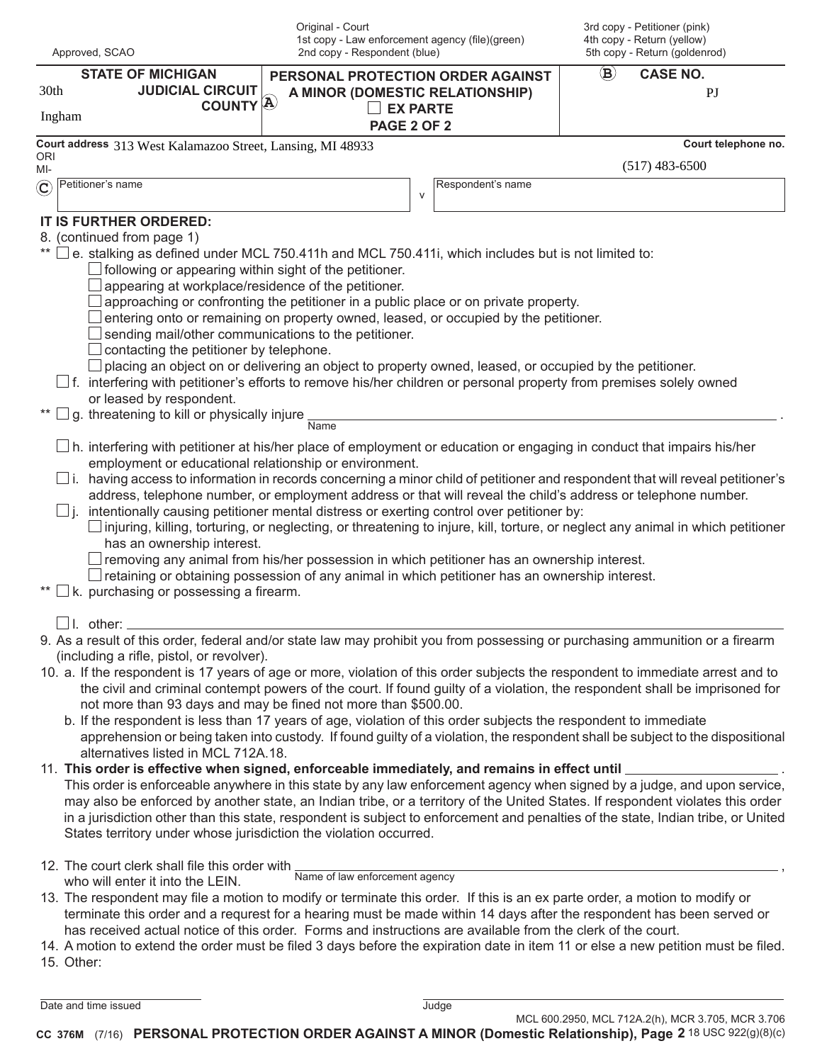Approved, SCAO

Original - Court
1st copy - Law enforcement agency (file)(green)
2nd copy - Respondent (blue)

3rd copy - Petitioner (pink)
4th copy - Return (yellow)
5th copy - Return (goldenrod)

| STATE OF MICHIGAN<br>30th JUDICIAL CIRCUIT<br>Ingham COUNTY (A) | PERSONAL PROTECTION ORDER AGAINST A MINOR (DOMESTIC RELATIONSHIP)<br>☐ EX PARTE<br>PAGE 2 OF 2 | (B) CASE NO.<br>PJ |
|---|---|---|

Court address 313 West Kalamazoo Street, Lansing, MI 48933
ORI MI-

Court telephone no. (517) 483-6500

(C) Petitioner's name _______________ v Respondent's name _______________

## IT IS FURTHER ORDERED:

8. (continued from page 1)

\*\* ☐ e. stalking as defined under MCL 750.411h and MCL 750.411i, which includes but is not limited to:
- ☐ following or appearing within sight of the petitioner.
- ☐ appearing at workplace/residence of the petitioner.
- ☐ approaching or confronting the petitioner in a public place or on private property.
- ☐ entering onto or remaining on property owned, leased, or occupied by the petitioner.
- ☐ sending mail/other communications to the petitioner.
- ☐ contacting the petitioner by telephone.
- ☐ placing an object on or delivering an object to property owned, leased, or occupied by the petitioner.

☐ f. interfering with petitioner's efforts to remove his/her children or personal property from premises solely owned or leased by respondent.

\*\* ☐ g. threatening to kill or physically injure _______________ (Name).

☐ h. interfering with petitioner at his/her place of employment or education or engaging in conduct that impairs his/her employment or educational relationship or environment.

☐ i. having access to information in records concerning a minor child of petitioner and respondent that will reveal petitioner's address, telephone number, or employment address or that will reveal the child's address or telephone number.

☐ j. intentionally causing petitioner mental distress or exerting control over petitioner by:
- ☐ injuring, killing, torturing, or neglecting, or threatening to injure, kill, torture, or neglect any animal in which petitioner has an ownership interest.
- ☐ removing any animal from his/her possession in which petitioner has an ownership interest.
- ☐ retaining or obtaining possession of any animal in which petitioner has an ownership interest.

\*\* ☐ k. purchasing or possessing a firearm.

☐ l. other: _______________

9. As a result of this order, federal and/or state law may prohibit you from possessing or purchasing ammunition or a firearm (including a rifle, pistol, or revolver).

10. a. If the respondent is 17 years of age or more, violation of this order subjects the respondent to immediate arrest and to the civil and criminal contempt powers of the court. If found guilty of a violation, the respondent shall be imprisoned for not more than 93 days and may be fined not more than $500.00.
    b. If the respondent is less than 17 years of age, violation of this order subjects the respondent to immediate apprehension or being taken into custody. If found guilty of a violation, the respondent shall be subject to the dispositional alternatives listed in MCL 712A.18.

11. **This order is effective when signed, enforceable immediately, and remains in effect until** _______________.
This order is enforceable anywhere in this state by any law enforcement agency when signed by a judge, and upon service, may also be enforced by another state, an Indian tribe, or a territory of the United States. If respondent violates this order in a jurisdiction other than this state, respondent is subject to enforcement and penalties of the state, Indian tribe, or United States territory under whose jurisdiction the violation occurred.

12. The court clerk shall file this order with _______________ (Name of law enforcement agency), who will enter it into the LEIN.

13. The respondent may file a motion to modify or terminate this order. If this is an ex parte order, a motion to modify or terminate this order and a requrest for a hearing must be made within 14 days after the respondent has been served or has received actual notice of this order. Forms and instructions are available from the clerk of the court.

14. A motion to extend the order must be filed 3 days before the expiration date in item 11 or else a new petition must be filed.

15. Other:

_______________
Date and time issued

_______________
Judge

MCL 600.2950, MCL 712A.2(h), MCR 3.705, MCR 3.706
18 USC 922(g)(8)(c)

CC 376M (7/16) **PERSONAL PROTECTION ORDER AGAINST A MINOR (Domestic Relationship), Page 2**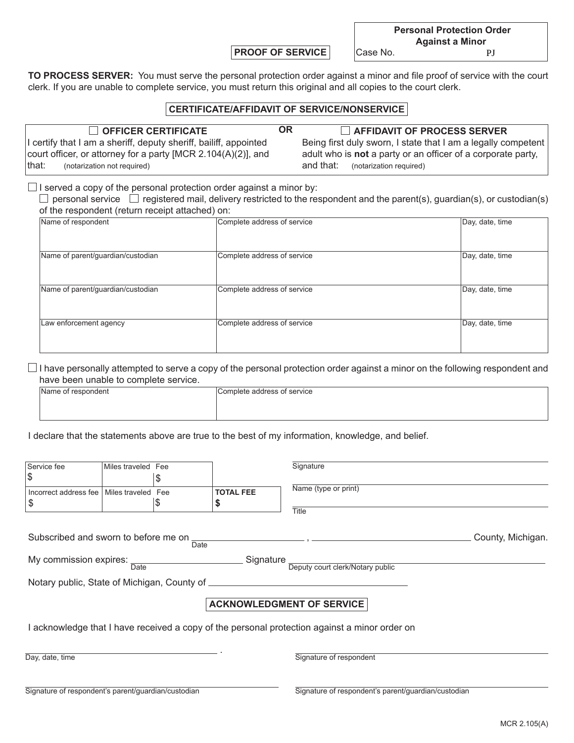**Personal Protection Order Against a Minor**

Case No. PJ

## PROOF OF SERVICE

**TO PROCESS SERVER:** You must serve the personal protection order against a minor and file proof of service with the court clerk. If you are unable to complete service, you must return this original and all copies to the court clerk.

### CERTIFICATE/AFFIDAVIT OF SERVICE/NONSERVICE

| ☐ **OFFICER CERTIFICATE** | **OR** | ☐ **AFFIDAVIT OF PROCESS SERVER** |
|---|---|---|
| I certify that I am a sheriff, deputy sheriff, bailiff, appointed court officer, or attorney for a party [MCR 2.104(A)(2)], and that: (notarization not required) | | Being first duly sworn, I state that I am a legally competent adult who is **not** a party or an officer of a corporate party, and that: (notarization required) |

☐ I served a copy of the personal protection order against a minor by:
☐ personal service ☐ registered mail, delivery restricted to the respondent and the parent(s), guardian(s), or custodian(s) of the respondent (return receipt attached) on:

| Name of respondent | Complete address of service | Day, date, time |
|---|---|---|
| Name of parent/guardian/custodian | Complete address of service | Day, date, time |
| Name of parent/guardian/custodian | Complete address of service | Day, date, time |
| Law enforcement agency | Complete address of service | Day, date, time |

☐ I have personally attempted to serve a copy of the personal protection order against a minor on the following respondent and have been unable to complete service.

| Name of respondent | Complete address of service |
|---|---|
| | |

I declare that the statements above are true to the best of my information, knowledge, and belief.

| Service fee | Miles traveled | Fee | |
|---|---|---|---|
| $ | | $ | |
| Incorrect address fee | Miles traveled | Fee | **TOTAL FEE** |
| $ | | $ | **$** |

Signature

Name (type or print)

Title

Subscribed and sworn to before me on ____________________ (Date), ____________________ County, Michigan.

My commission expires: ____________________ (Date) Signature ____________________ (Deputy court clerk/Notary public)

Notary public, State of Michigan, County of ____________________

### ACKNOWLEDGMENT OF SERVICE

I acknowledge that I have received a copy of the personal protection against a minor order on

____________________ .
Day, date, time

____________________
Signature of respondent

____________________
Signature of respondent's parent/guardian/custodian

____________________
Signature of respondent's parent/guardian/custodian

MCR 2.105(A)